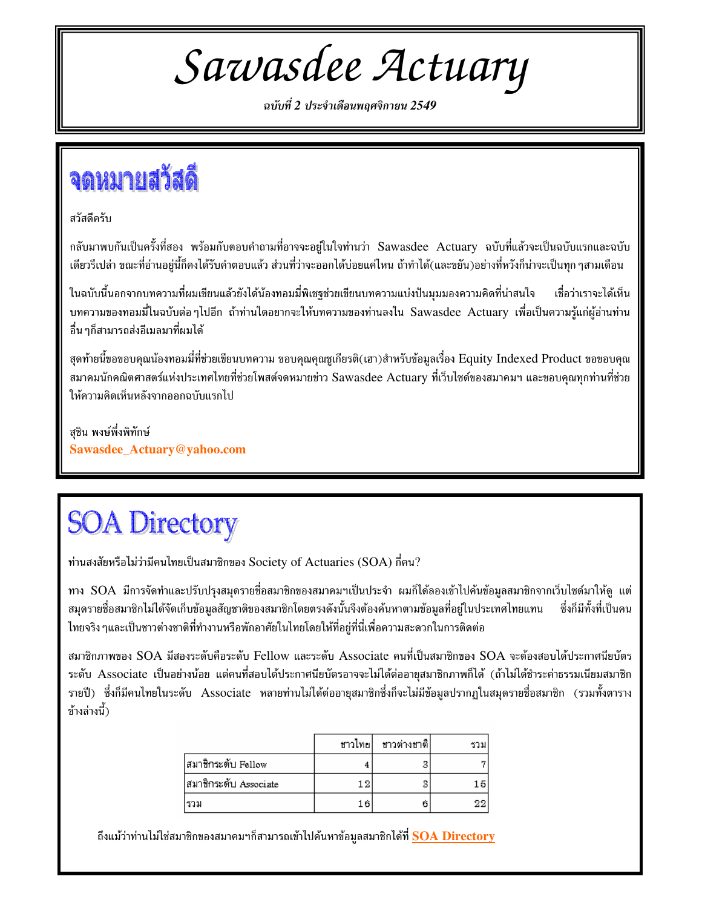# Sawasdee Actuary

***ฉบับที่ 2 ประจำเดือนพฤศจิกายน 2549***

## จดหมายสวัสดี

สวัสดีครับ

กลับมาพบกันเป็นครั้งที่สอง พร้อมกับตอบคำถามที่อาจจะอยู่ในใจท่านว่า Sawasdee Actuary ฉบับที่แล้วจะเป็นฉบับแรกและฉบับเดียวรึเปล่า ขณะที่อ่านอยู่นี้ก็คงได้รับคำตอบแล้ว ส่วนที่ว่าจะออกได้บ่อยแค่ไหน ถ้าทำได้(และขยัน)อย่างที่หวังก็น่าจะเป็นทุก ๆสามเดือน

ในฉบับนี้นอกจากบทความที่ผมเขียนแล้วยังได้น้องทอมมี่พิเชฐช่วยเขียนบทความแบ่งปันมุมมองความคิดที่น่าสนใจ เชื่อว่าเราจะได้เห็นบทความของทอมมี่ในฉบับต่อ ๆไปอีก ถ้าท่านใดอยากจะให้บทความของท่านลงใน Sawasdee Actuary เพื่อเป็นความรู้แก่ผู้อ่านท่านอื่น ๆก็สามารถส่งอีเมลมาที่ผมได้

สุดท้ายนี้ขอขอบคุณน้องทอมมี่ที่ช่วยเขียนบทความ ขอบคุณคุณชูเกียรติ(เฮา)สำหรับข้อมูลเรื่อง Equity Indexed Product ขอขอบคุณสมาคมนักคณิตศาสตร์แห่งประเทศไทยที่ช่วยโพสต์จดหมายข่าว Sawasdee Actuary ที่เว็บไซต์ของสมาคมฯ และขอบคุณทุกท่านที่ช่วยให้ความคิดเห็นหลังจากออกฉบับแรกไป

สุชิน พงษ์พึ่งพิทักษ์
**Sawasdee_Actuary@yahoo.com**

## SOA Directory

ท่านสงสัยหรือไม่ว่ามีคนไทยเป็นสมาชิกของ Society of Actuaries (SOA) กี่คน?

ทาง SOA มีการจัดทำและปรับปรุงสมุดรายชื่อสมาชิกของสมาคมฯเป็นประจำ ผมก็ได้ลองเข้าไปค้นข้อมูลสมาชิกจากเว็บไซต์มาให้ดู แต่สมุดรายชื่อสมาชิกไม่ได้จัดเก็บข้อมูลสัญชาติของสมาชิกโดยตรงดังนั้นจึงต้องค้นหาตามข้อมูลที่อยู่ในประเทศไทยแทน ซึ่งก็มีทั้งที่เป็นคนไทยจริง ๆและเป็นชาวต่างชาติที่ทำงานหรือพักอาศัยในไทยโดยให้ที่อยู่ที่นี่เพื่อความสะดวกในการติดต่อ

สมาชิกภาพของ SOA มีสองระดับคือระดับ Fellow และระดับ Associate คนที่เป็นสมาชิกของ SOA จะต้องสอบได้ประกาศนียบัตรระดับ Associate เป็นอย่างน้อย แต่คนที่สอบได้ประกาศนียบัตรอาจจะไม่ได้ต่ออายุสมาชิกภาพก็ได้ (ถ้าไม่ได้ชำระค่าธรรมเนียมสมาชิกรายปี) ซึ่งก็มีคนไทยในระดับ Associate หลายท่านไม่ได้ต่ออายุสมาชิกซึ่งก็จะไม่มีข้อมูลปรากฏในสมุดรายชื่อสมาชิก (รวมทั้งตารางข้างล่างนี้)

| | ชาวไทย | ชาวต่างชาติ | รวม |
|---|---|---|---|
| สมาชิกระดับ Fellow | 4 | 3 | 7 |
| สมาชิกระดับ Associate | 12 | 3 | 15 |
| รวม | 16 | 6 | 22 |

ถึงแม้ว่าท่านไม่ใช่สมาชิกของสมาคมฯก็สามารถเข้าไปค้นหาข้อมูลสมาชิกได้ที่ **SOA Directory**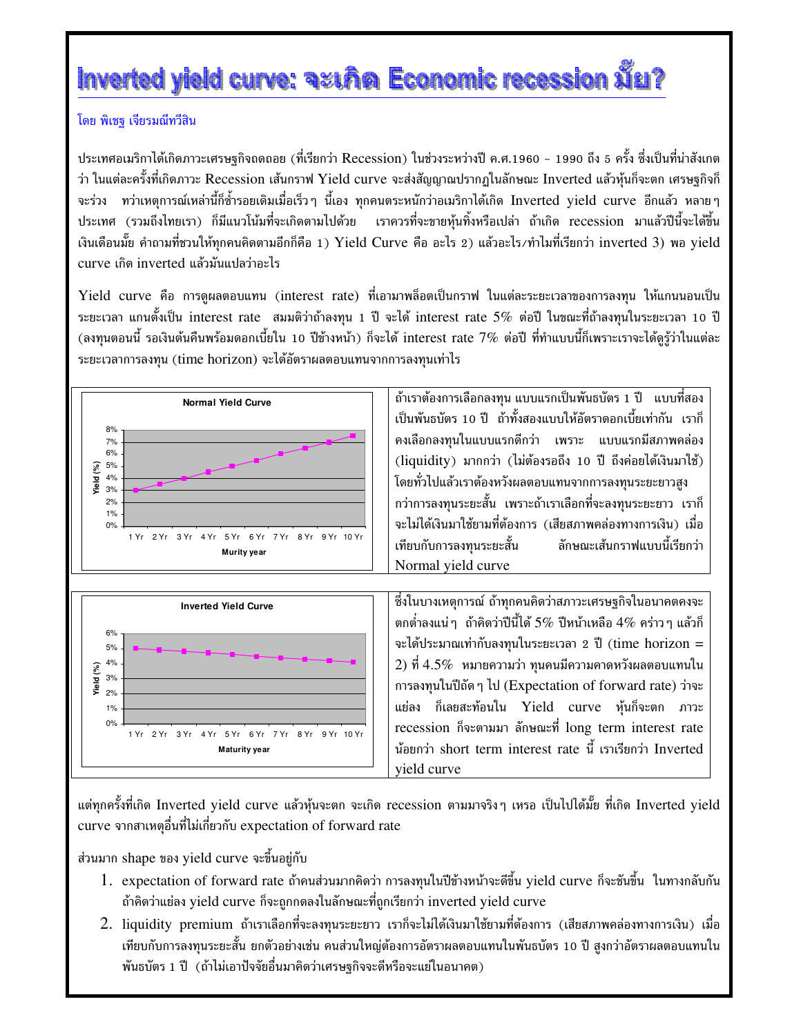# Inverted yield curve: จะเกิด Economic recession มั้ย?

โดย พิเชฐ เจียรมณีทวีสิน

ประเทศอเมริกาได้เกิดภาวะเศรษฐกิจถดถอย (ที่เรียกว่า Recession) ในช่วงระหว่างปี ค.ศ.1960 - 1990 ถึง 5 ครั้ง ซึ่งเป็นที่น่าสังเกตว่า ในแต่ละครั้งที่เกิดภาวะ Recession เส้นกราฟ Yield curve จะส่งสัญญาณปรากฏในลักษณะ Inverted แล้วหุ้นก็จะตก เศรษฐกิจก็จะร่วง ทว่าเหตุการณ์เหล่านี้ก็ซ้ำรอยเดิมเมื่อเร็วๆ นี้เอง ทุกคนตระหนักว่าอเมริกาได้เกิด Inverted yield curve อีกแล้ว หลายๆ ประเทศ (รวมถึงไทยเรา) ก็มีแนวโน้มที่จะเกิดตามไปด้วย เราควรที่จะขายหุ้นทิ้งหรือเปล่า ถ้าเกิด recession มาแล้วปีนี้จะได้ขึ้นเงินเดือนมั้ย คำถามที่ชวนให้ทุกคนคิดตามอีกก็คือ 1) Yield Curve คือ อะไร 2) แล้วอะไร/ทำไมที่เรียกว่า inverted 3) พอ yield curve เกิด inverted แล้วมันแปลว่าอะไร

Yield curve คือ การดูผลตอบแทน (interest rate) ที่เอามาพล็อตเป็นกราฟ ในแต่ละระยะเวลาของการลงทุน ให้แกนนอนเป็นระยะเวลา แกนตั้งเป็น interest rate สมมติว่าถ้าลงทุน 1 ปี จะได้ interest rate 5% ต่อปี ในขณะที่ถ้าลงทุนในระยะเวลา 10 ปี (ลงทุนตอนนี้ รอเงินต้นคืนพร้อมดอกเบี้ยใน 10 ปีข้างหน้า) ก็จะได้ interest rate 7% ต่อปี ที่ทำแบบนี้ก็เพราะเราจะได้ดูรู้ว่าในแต่ละระยะเวลาการลงทุน (time horizon) จะได้อัตราผลตอบแทนจากการลงทุนเท่าไร

Normal Yield Curve

Yield (%)

8%
7%
6%
5%
4%
3%
2%
1%
0%

1 Yr 2 Yr 3 Yr 4 Yr 5 Yr 6 Yr 7 Yr 8 Yr 9 Yr 10 Yr

Murity year

ถ้าเราต้องการเลือกลงทุน แบบแรกเป็นพันธบัตร 1 ปี แบบที่สองเป็นพันธบัตร 10 ปี ถ้าทั้งสองแบบให้อัตราดอกเบี้ยเท่ากัน เราก็คงเลือกลงทุนในแบบแรกดีกว่า เพราะ แบบแรกมีสภาพคล่อง (liquidity) มากกว่า (ไม่ต้องรอถึง 10 ปี ถึงค่อยได้เงินมาใช้) โดยทั่วไปแล้วเราต้องหวังผลตอบแทนจากการลงทุนระยะยาวสูงกว่าการลงทุนระยะสั้น เพราะถ้าเราเลือกที่จะลงทุนระยะยาว เราก็จะไม่ได้เงินมาใช้ยามที่ต้องการ (เสียสภาพคล่องทางการเงิน) เมื่อเทียบกับการลงทุนระยะสั้น ลักษณะเส้นกราฟแบบนี้เรียกว่า Normal yield curve

Inverted Yield Curve

Yield (%)

6%
5%
4%
3%
2%
1%
0%

1 Yr 2 Yr 3 Yr 4 Yr 5 Yr 6 Yr 7 Yr 8 Yr 9 Yr 10 Yr

Maturity year

ซึ่งในบางเหตุการณ์ ถ้าทุกคนคิดว่าสภาวะเศรษฐกิจในอนาคตคงจะตกต่ำลงแน่ๆ ถ้าคิดว่าปีนี้ได้ 5% ปีหน้าเหลือ 4% คร่าวๆ แล้วก็จะได้ประมาณเท่ากับลงทุนในระยะเวลา 2 ปี (time horizon = 2) ที่ 4.5% หมายความว่า ทุนคนมีความคาดหวังผลตอบแทนในการลงทุนในปีถัดๆ ไป (Expectation of forward rate) ว่าจะแย่ลง ก็เลยสะท้อนใน Yield curve หุ้นก็จะตก ภาวะ recession ก็จะตามมา ลักษณะที่ long term interest rate น้อยกว่า short term interest rate นี้ เราเรียกว่า Inverted yield curve

แต่ทุกครั้งที่เกิด Inverted yield curve แล้วหุ้นจะตก จะเกิด recession ตามมาจริงๆ เหรอ เป็นไปได้มั้ย ที่เกิด Inverted yield curve จากสาเหตุอื่นที่ไม่เกี่ยวกับ expectation of forward rate

ส่วนมาก shape ของ yield curve จะขึ้นอยู่กับ

1. expectation of forward rate ถ้าคนส่วนมากคิดว่า การลงทุนในปีข้างหน้าจะดีขึ้น yield curve ก็จะชันขึ้น ในทางกลับกัน ถ้าคิดว่าแย่ลง yield curve ก็จะถูกกดลงในลักษณะที่ถูกเรียกว่า inverted yield curve
2. liquidity premium ถ้าเราเลือกที่จะลงทุนระยะยาว เราก็จะไม่ได้เงินมาใช้ยามที่ต้องการ (เสียสภาพคล่องทางการเงิน) เมื่อเทียบกับการลงทุนระยะสั้น ยกตัวอย่างเช่น คนส่วนใหญ่ต้องการอัตราผลตอบแทนในพันธบัตร 10 ปี สูงกว่าอัตราผลตอบแทนในพันธบัตร 1 ปี (ถ้าไม่เอาปัจจัยอื่นมาคิดว่าเศรษฐกิจจะดีหรือจะแย่ในอนาคต)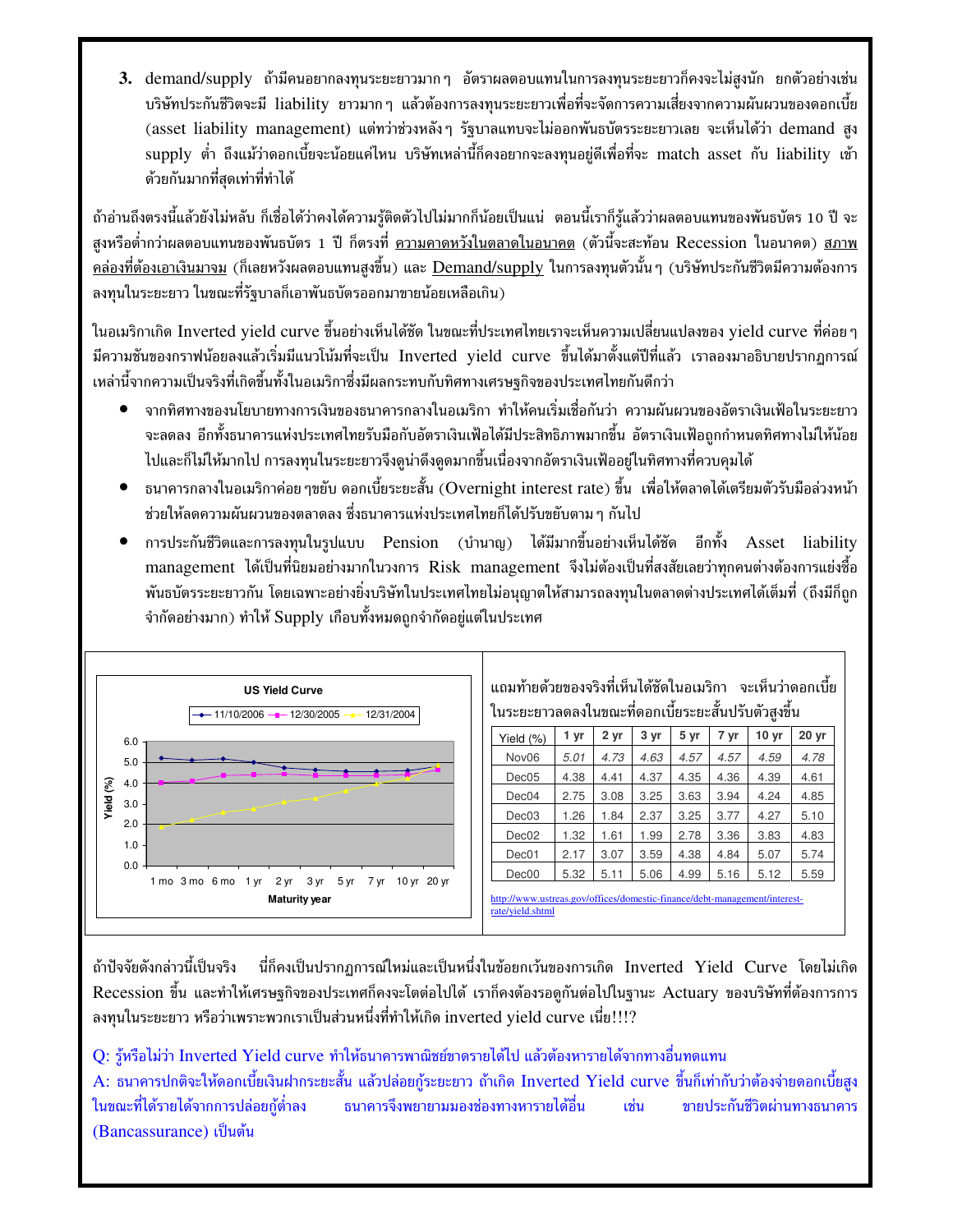3. demand/supply ถ้ามีคนอยากลงทุนระยะยาวมาก ๆ อัตราผลตอบแทนในการลงทุนระยะยาวก็คงจะไม่สูงนัก ยกตัวอย่างเช่น บริษัทประกันชีวิตจะมี liability ยาวมาก ๆ แล้วต้องการลงทุนระยะยาวเพื่อที่จะจัดการความเสี่ยงจากความผันผวนของดอกเบี้ย (asset liability management) แต่ทว่าช่วงหลัง ๆ รัฐบาลแทบจะไม่ออกพันธบัตรระยะยาวเลย จะเห็นได้ว่า demand สูง supply ต่ำ ถึงแม้ว่าดอกเบี้ยจะน้อยแค่ไหน บริษัทเหล่านี้ก็คงอยากจะลงทุนอยู่ดีเพื่อที่จะ match asset กับ liability เข้าด้วยกันมากที่สุดเท่าที่ทำได้

ถ้าอ่านถึงตรงนี้แล้วยังไม่หลับ ก็เชื่อได้ว่าคงได้ความรู้ติดตัวไปไม่มากก็น้อยเป็นแน่ ตอนนี้เราก็รู้แล้วว่าผลตอบแทนของพันธบัตร 10 ปี จะสูงหรือต่ำกว่าผลตอบแทนของพันธบัตร 1 ปี ก็ตรงที่ ความคาดหวังในตลาดในอนาคต (ตัวนี้จะสะท้อน Recession ในอนาคต) สภาพคล่องที่ต้องเอาเงินมาจม (ก็เลยหวังผลตอบแทนสูงขึ้น) และ Demand/supply ในการลงทุนตัวนั้น ๆ (บริษัทประกันชีวิตมีความต้องการลงทุนในระยะยาว ในขณะที่รัฐบาลก็เอาพันธบัตรออกมาขายน้อยเหลือเกิน)

ในอเมริกาเกิด Inverted yield curve ขึ้นอย่างเห็นได้ชัด ในขณะที่ประเทศไทยเราจะเห็นความเปลี่ยนแปลงของ yield curve ที่ค่อย ๆ มีความชันของกราฟน้อยลงแล้วเริ่มมีแนวโน้มที่จะเป็น Inverted yield curve ขึ้นได้มาตั้งแต่ปีที่แล้ว เราลองมาอธิบายปรากฏการณ์เหล่านี้จากความเป็นจริงที่เกิดขึ้นทั้งในอเมริกาซึ่งมีผลกระทบกับทิศทางเศรษฐกิจของประเทศไทยกันดีกว่า

- จากทิศทางของนโยบายทางการเงินของธนาคารกลางในอเมริกา ทำให้คนเริ่มเชื่อกันว่า ความผันผวนของอัตราเงินเฟ้อในระยะยาวจะลดลง อีกทั้งธนาคารแห่งประเทศไทยรับมือกับอัตราเงินเฟ้อได้มีประสิทธิภาพมากขึ้น อัตราเงินเฟ้อถูกกำหนดทิศทางไม่ให้น้อยไปและก็ไม่ให้มากไป การลงทุนในระยะยาวจึงดูน่าดึงดูดมากขึ้นเนื่องจากอัตราเงินเฟ้ออยู่ในทิศทางที่ควบคุมได้
- ธนาคารกลางในอเมริกาค่อย ๆขยับ ดอกเบี้ยระยะสั้น (Overnight interest rate) ขึ้น เพื่อให้ตลาดได้เตรียมตัวรับมือล่วงหน้า ช่วยให้ลดความผันผวนของตลาดลง ซึ่งธนาคารแห่งประเทศไทยก็ได้ปรับขยับตาม ๆ กันไป
- การประกันชีวิตและการลงทุนในรูปแบบ Pension (บำนาญ) ได้มีมากขึ้นอย่างเห็นได้ชัด อีกทั้ง Asset liability management ได้เป็นที่นิยมอย่างมากในวงการ Risk management จึงไม่ต้องเป็นที่สงสัยเลยว่าทุกคนต่างต้องการแย่งซื้อพันธบัตรระยะยาวกัน โดยเฉพาะอย่างยิ่งบริษัทในประเทศไทยไม่อนุญาตให้สามารถลงทุนในตลาดต่างประเทศได้เต็มที่ (ถึงมีก็ถูกจำกัดอย่างมาก) ทำให้ Supply เกือบทั้งหมดถูกจำกัดอยู่แต่ในประเทศ

US Yield Curve

11/10/2006 — 12/30/2005 — 12/31/2004

Yield (%)

6.0 5.0 4.0 3.0 2.0 1.0 0.0

1 mo 3 mo 6 mo 1 yr 2 yr 3 yr 5 yr 7 yr 10 yr 20 yr

Maturity year

แถมท้ายด้วยของจริงที่เห็นได้ชัดในอเมริกา จะเห็นว่าดอกเบี้ยในระยะยาวลดลงในขณะที่ดอกเบี้ยระยะสั้นปรับตัวสูงขึ้น

| Yield (%) | 1 yr | 2 yr | 3 yr | 5 yr | 7 yr | 10 yr | 20 yr |
|---|---|---|---|---|---|---|---|
| Nov06 | *5.01* | *4.73* | *4.63* | *4.57* | *4.57* | *4.59* | *4.78* |
| Dec05 | 4.38 | 4.41 | 4.37 | 4.35 | 4.36 | 4.39 | 4.61 |
| Dec04 | 2.75 | 3.08 | 3.25 | 3.63 | 3.94 | 4.24 | 4.85 |
| Dec03 | 1.26 | 1.84 | 2.37 | 3.25 | 3.77 | 4.27 | 5.10 |
| Dec02 | 1.32 | 1.61 | 1.99 | 2.78 | 3.36 | 3.83 | 4.83 |
| Dec01 | 2.17 | 3.07 | 3.59 | 4.38 | 4.84 | 5.07 | 5.74 |
| Dec00 | 5.32 | 5.11 | 5.06 | 4.99 | 5.16 | 5.12 | 5.59 |

http://www.ustreas.gov/offices/domestic-finance/debt-management/interest-rate/yield.shtml

ถ้าปัจจัยดังกล่าวนี้เป็นจริง นี่ก็คงเป็นปรากฏการณ์ใหม่และเป็นหนึ่งในข้อยกเว้นของการเกิด Inverted Yield Curve โดยไม่เกิด Recession ขึ้น และทำให้เศรษฐกิจของประเทศก็คงจะโตต่อไปได้ เราก็คงต้องรอดูกันต่อไปในฐานะ Actuary ของบริษัทที่ต้องการการลงทุนในระยะยาว หรือว่าเพราะพวกเราเป็นส่วนหนึ่งที่ทำให้เกิด inverted yield curve เนี่ย!!!?

Q: รู้หรือไม่ว่า Inverted Yield curve ทำให้ธนาคารพาณิชย์ขาดรายได้ไป แล้วต้องหารายได้จากทางอื่นทดแทน

A: ธนาคารปกติจะให้ดอกเบี้ยเงินฝากระยะสั้น แล้วปล่อยกู้ระยะยาว ถ้าเกิด Inverted Yield curve ขึ้นก็เท่ากับว่าต้องจ่ายดอกเบี้ยสูงในขณะที่ได้รายได้จากการปล่อยกู้ต่ำลง ธนาคารจึงพยายามมองช่องทางหารายได้อื่น เช่น ขายประกันชีวิตผ่านทางธนาคาร (Bancassurance) เป็นต้น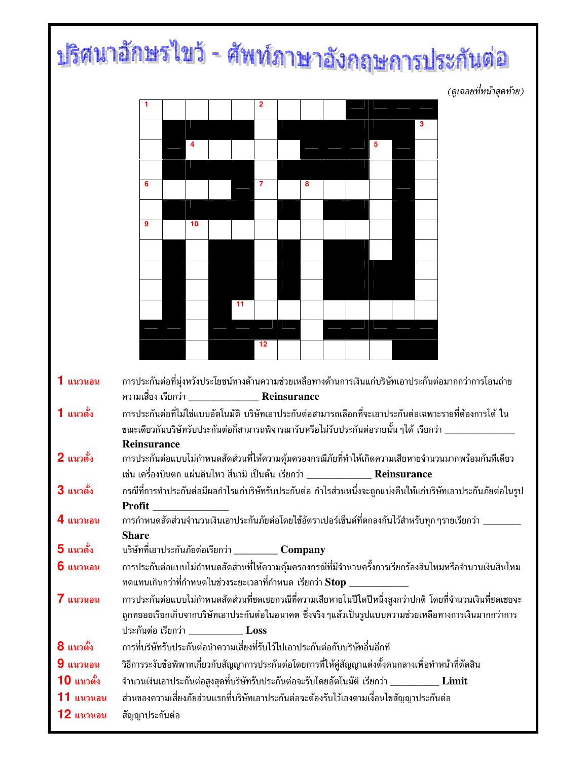# ปริศนาอักษรไขว้ - ศัพท์ภาษาอังกฤษการประกันต่อ

*(ดูเฉลยที่หน้าสุดท้าย)*

**1 แนวนอน** การประกันต่อที่มุ่งหวังประโยชน์ทางด้านความช่วยเหลือทางด้านการเงินแก่บริษัทเอาประกันต่อมากกว่าการโอนถ่ายความเสี่ยง เรียกว่า _____________ **Reinsurance**

**1 แนวตั้ง** การประกันต่อที่ไม่ใช่แบบอัตโนมัติ บริษัทเอาประกันต่อสามารถเลือกที่จะเอาประกันต่อเฉพาะรายที่ต้องการได้ ในขณะเดียวกันบริษัทรับประกันต่อก็สามารถพิจารณารับหรือไม่รับประกันต่อรายนั้น ๆได้ เรียกว่า _____________ **Reinsurance**

**2 แนวตั้ง** การประกันต่อแบบไม่กำหนดสัดส่วนที่ให้ความคุ้มครองกรณีภัยที่ทำให้เกิดความเสียหายจำนวนมากพร้อมกันทีเดียว เช่น เครื่องบินตก แผ่นดินไหว สึนามิ เป็นต้น เรียกว่า ____________ **Reinsurance**

**3 แนวตั้ง** กรณีที่การทำประกันต่อมีผลกำไรแก่บริษัทรับประกันต่อ กำไรส่วนหนึ่งจะถูกแบ่งคืนให้แก่บริษัทเอาประกันภัยต่อในรูป **Profit** _____________

**4 แนวนอน** การกำหนดสัดส่วนจำนวนเงินเอาประกันภัยต่อโดยใช้อัตราเปอร์เซ็นต์ที่ตกลงกันไว้สำหรับทุก ๆรายเรียกว่า _______ **Share**

**5 แนวตั้ง** บริษัทที่เอาประกันภัยต่อเรียกว่า ________ **Company**

**6 แนวนอน** การประกันต่อแบบไม่กำหนดสัดส่วนที่ให้ความคุ้มครองกรณีที่มีจำนวนครั้งการเรียกร้องสินไหมหรือจำนวนเงินสินไหมทดแทนเกินกว่าที่กำหนดในช่วงระยะเวลาที่กำหนด เรียกว่า **Stop** ___________

**7 แนวนอน** การประกันต่อแบบไม่กำหนดสัดส่วนที่ชดเชยกรณีที่ความเสียหายในปีใดปีหนึ่งสูงกว่าปกติ โดยที่จำนวนเงินที่ชดเชยจะถูกทยอยเรียกเก็บจากบริษัทเอาประกันต่อในอนาคต ซึ่งจริง ๆแล้วเป็นรูปแบบความช่วยเหลือทางการเงินมากกว่าการประกันต่อ เรียกว่า __________ **Loss**

**8 แนวตั้ง** การที่บริษัทรับประกันต่อนำความเสี่ยงที่รับไว้ไปเอาประกันต่อกับบริษัทอื่นอีกที

**9 แนวนอน** วิธีการระงับข้อพิพาทเกี่ยวกับสัญญาการประกันต่อโดยการที่ให้คู่สัญญาแต่งตั้งคนกลางเพื่อทำหน้าที่ตัดสิน

**10 แนวตั้ง** จำนวนเงินเอาประกันต่อสูงสุดที่บริษัทรับประกันต่อจะรับโดยอัตโนมัติ เรียกว่า _________ **Limit**

**11 แนวนอน** ส่วนของความเสี่ยงภัยส่วนแรกที่บริษัทเอาประกันต่อจะต้องรับไว้เองตามเงื่อนไขสัญญาประกันต่อ

**12 แนวนอน** สัญญาประกันต่อ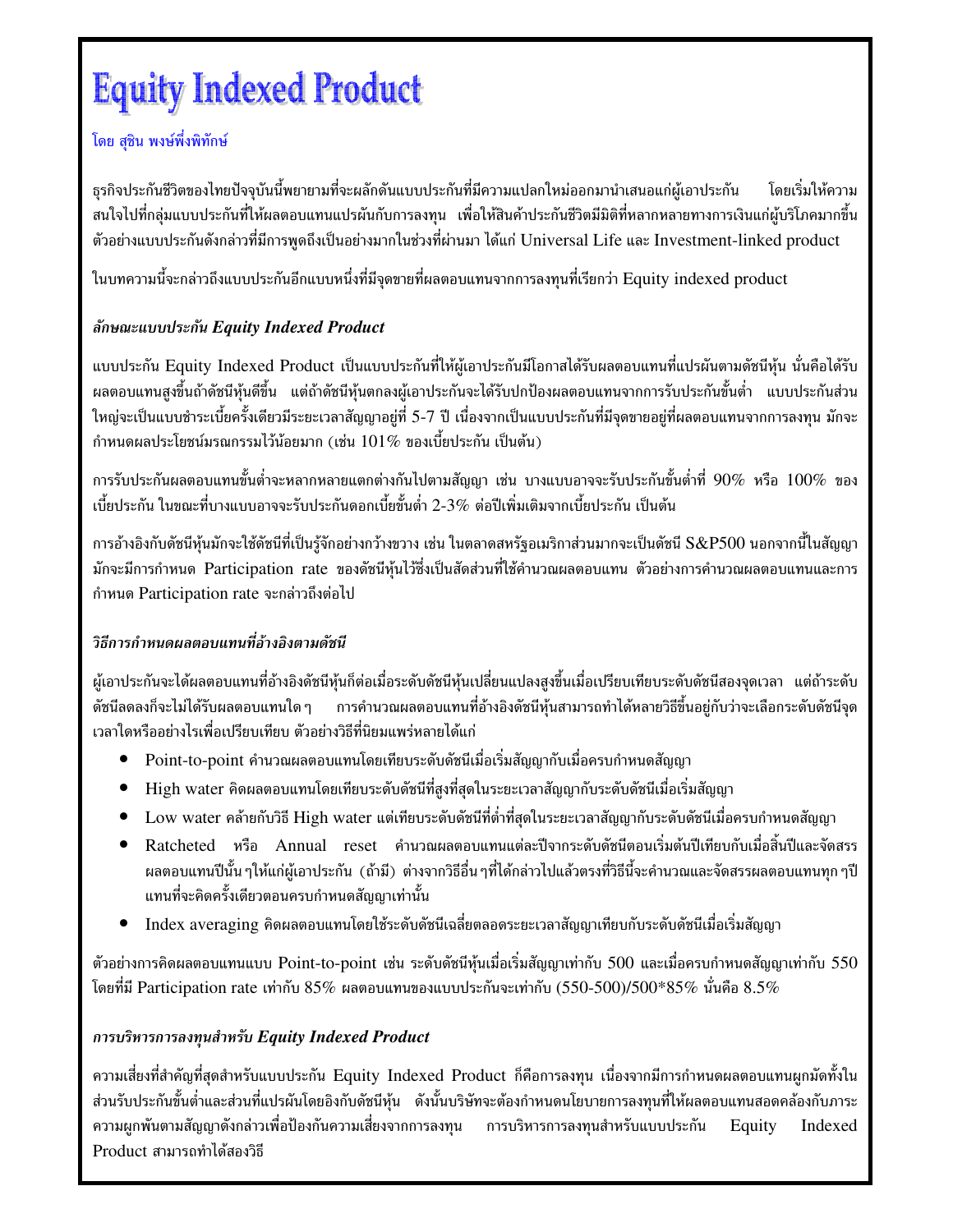# Equity Indexed Product

โดย สุชิน พงษ์พึ่งพิทักษ์

ธุรกิจประกันชีวิตของไทยปัจจุบันนี้พยายามที่จะผลักดันแบบประกันที่มีความแปลกใหม่ออกมานำเสนอแก่ผู้เอาประกัน โดยเริ่มให้ความสนใจไปที่กลุ่มแบบประกันที่ให้ผลตอบแทนแปรผันกับการลงทุน เพื่อให้สินค้าประกันชีวิตมีมิติที่หลากหลายทางการเงินแก่ผู้บริโภคมากขึ้น ตัวอย่างแบบประกันดังกล่าวที่มีการพูดถึงเป็นอย่างมากในช่วงที่ผ่านมา ได้แก่ Universal Life และ Investment-linked product

ในบทความนี้จะกล่าวถึงแบบประกันอีกแบบหนึ่งที่มีจุดขายที่ผลตอบแทนจากการลงทุนที่เรียกว่า Equity indexed product

### *ลักษณะแบบประกัน Equity Indexed Product*

แบบประกัน Equity Indexed Product เป็นแบบประกันที่ให้ผู้เอาประกันมีโอกาสได้รับผลตอบแทนที่แปรผันตามดัชนีหุ้น นั่นคือได้รับผลตอบแทนสูงขึ้นถ้าดัชนีหุ้นดีขึ้น แต่ถ้าดัชนีหุ้นตกลงผู้เอาประกันจะได้รับปกป้องผลตอบแทนจากการรับประกันขั้นต่ำ แบบประกันส่วนใหญ่จะเป็นแบบชำระเบี้ยครั้งเดียวมีระยะเวลาสัญญาอยู่ที่ 5-7 ปี เนื่องจากเป็นแบบประกันที่มีจุดขายอยู่ที่ผลตอบแทนจากการลงทุน มักจะกำหนดผลประโยชน์มรณกรรมไว้น้อยมาก (เช่น 101% ของเบี้ยประกัน เป็นต้น)

การรับประกันผลตอบแทนขั้นต่ำจะหลากหลายแตกต่างกันไปตามสัญญา เช่น บางแบบอาจจะรับประกันขั้นต่ำที่ 90% หรือ 100% ของเบี้ยประกัน ในขณะที่บางแบบอาจจะรับประกันดอกเบี้ยขั้นต่ำ 2-3% ต่อปีเพิ่มเติมจากเบี้ยประกัน เป็นต้น

การอ้างอิงกับดัชนีหุ้นมักจะใช้ดัชนีที่เป็นรู้จักอย่างกว้างขวาง เช่น ในตลาดสหรัฐอเมริกาส่วนมากจะเป็นดัชนี S&P500 นอกจากนี้ในสัญญามักจะมีการกำหนด Participation rate ของดัชนีหุ้นไว้ซึ่งเป็นสัดส่วนที่ใช้คำนวณผลตอบแทน ตัวอย่างการคำนวณผลตอบแทนและการกำหนด Participation rate จะกล่าวถึงต่อไป

### *วิธีการกำหนดผลตอบแทนที่อ้างอิงตามดัชนี*

ผู้เอาประกันจะได้ผลตอบแทนที่อ้างอิงดัชนีหุ้นก็ต่อเมื่อระดับดัชนีหุ้นเปลี่ยนแปลงสูงขึ้นเมื่อเปรียบเทียบระดับดัชนีสองจุดเวลา แต่ถ้าระดับดัชนีลดลงก็จะไม่ได้รับผลตอบแทนใด ๆ การคำนวณผลตอบแทนที่อ้างอิงดัชนีหุ้นสามารถทำได้หลายวิธีขึ้นอยู่กับว่าจะเลือกระดับดัชนีจุดเวลาใดหรืออย่างไรเพื่อเปรียบเทียบ ตัวอย่างวิธีที่นิยมแพร่หลายได้แก่

- Point-to-point คำนวณผลตอบแทนโดยเทียบระดับดัชนีเมื่อเริ่มสัญญากับเมื่อครบกำหนดสัญญา
- High water คิดผลตอบแทนโดยเทียบระดับดัชนีที่สูงที่สุดในระยะเวลาสัญญากับระดับดัชนีเมื่อเริ่มสัญญา
- Low water คล้ายกับวิธี High water แต่เทียบระดับดัชนีที่ต่ำที่สุดในระยะเวลาสัญญากับระดับดัชนีเมื่อครบกำหนดสัญญา
- Ratcheted หรือ Annual reset คำนวณผลตอบแทนแต่ละปีจากระดับดัชนีตอนเริ่มต้นปีเทียบกับเมื่อสิ้นปีและจัดสรรผลตอบแทนปีนั้น ๆให้แก่ผู้เอาประกัน (ถ้ามี) ต่างจากวิธีอื่น ๆที่ได้กล่าวไปแล้วตรงที่วิธีนี้จะคำนวณและจัดสรรผลตอบแทนทุก ๆปี แทนที่จะคิดครั้งเดียวตอนครบกำหนดสัญญาเท่านั้น
- Index averaging คิดผลตอบแทนโดยใช้ระดับดัชนีเฉลี่ยตลอดระยะเวลาสัญญาเทียบกับระดับดัชนีเมื่อเริ่มสัญญา

ตัวอย่างการคิดผลตอบแทนแบบ Point-to-point เช่น ระดับดัชนีหุ้นเมื่อเริ่มสัญญาเท่ากับ 500 และเมื่อครบกำหนดสัญญาเท่ากับ 550 โดยที่มี Participation rate เท่ากับ 85% ผลตอบแทนของแบบประกันจะเท่ากับ (550-500)/500*85% นั่นคือ 8.5%

### *การบริหารการลงทุนสำหรับ Equity Indexed Product*

ความเสี่ยงที่สำคัญที่สุดสำหรับแบบประกัน Equity Indexed Product ก็คือการลงทุน เนื่องจากมีการกำหนดผลตอบแทนผูกมัดทั้งในส่วนรับประกันขั้นต่ำและส่วนที่แปรผันโดยอิงกับดัชนีหุ้น ดังนั้นบริษัทจะต้องกำหนดนโยบายการลงทุนที่ให้ผลตอบแทนสอดคล้องกับภาระความผูกพันตามสัญญาดังกล่าวเพื่อป้องกันความเสี่ยงจากการลงทุน การบริหารการลงทุนสำหรับแบบประกัน Equity Indexed Product สามารถทำได้สองวิธี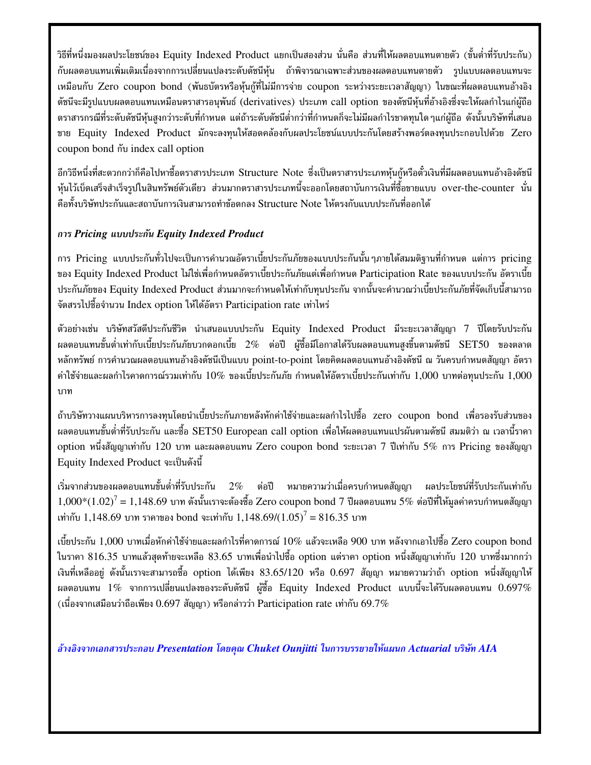วิธีที่หนึ่งมองผลประโยชน์ของ Equity Indexed Product แยกเป็นสองส่วน นั่นคือ ส่วนที่ให้ผลตอบแทนตายตัว (ขั้นต่ำที่รับประกัน) กับผลตอบแทนเพิ่มเติมเนื่องจากการเปลี่ยนแปลงระดับดัชนีหุ้น ถ้าพิจารณาเฉพาะส่วนของผลตอบแทนตายตัว รูปแบบผลตอบแทนจะเหมือนกับ Zero coupon bond (พันธบัตรหรือหุ้นกู้ที่ไม่มีการจ่าย coupon ระหว่างระยะเวลาสัญญา) ในขณะที่ผลตอบแทนอ้างอิงดัชนีจะมีรูปแบบผลตอบแทนเหมือนตราสารอนุพันธ์ (derivatives) ประเภท call option ของดัชนีหุ้นที่อ้างอิงซึ่งจะให้ผลกำไรแก่ผู้ถือตราสารกรณีที่ระดับดัชนีหุ้นสูงกว่าระดับที่กำหนด แต่ถ้าระดับดัชนีต่ำกว่าที่กำหนดก็จะไม่มีผลกำไรขาดทุนใดๆแก่ผู้ถือ ดังนั้นบริษัทที่เสนอขาย Equity Indexed Product มักจะลงทุนให้สอดคล้องกับผลประโยชน์แบบประกันโดยสร้างพอร์ตลงทุนประกอบไปด้วย Zero coupon bond กับ index call option

อีกวิธีหนึ่งที่สะดวกกว่าก็คือไปหาซื้อตราสารประเภท Structure Note ซึ่งเป็นตราสารประเภทหุ้นกู้หรือตั๋วเงินที่มีผลตอบแทนอ้างอิงดัชนีหุ้นไว้เบ็ดเสร็จสำเร็จรูปในสินทรัพย์ตัวเดียว ส่วนมากตราสารประเภทนี้จะออกโดยสถาบันการเงินที่ซื้อขายแบบ over-the-counter นั่นคือทั้งบริษัทประกันและสถาบันการเงินสามารถทำข้อตกลง Structure Note ให้ตรงกับแบบประกันที่ออกได้

### *การ Pricing แบบประกัน Equity Indexed Product*

การ Pricing แบบประกันทั่วไปจะเป็นการคำนวณอัตราเบี้ยประกันภัยของแบบประกันนั้นๆภายใต้สมมติฐานที่กำหนด แต่การ pricing ของ Equity Indexed Product ไม่ใช่เพื่อกำหนดอัตราเบี้ยประกันภัยแต่เพื่อกำหนด Participation Rate ของแบบประกัน อัตราเบี้ยประกันภัยของ Equity Indexed Product ส่วนมากจะกำหนดให้เท่ากับทุนประกัน จากนั้นจะคำนวณว่าเบี้ยประกันภัยที่จัดเก็บนี้สามารถจัดสรรไปซื้อจำนวน Index option ให้ได้อัตรา Participation rate เท่าไหร่

ตัวอย่างเช่น บริษัทสวัสดีประกันชีวิต นำเสนอแบบประกัน Equity Indexed Product มีระยะเวลาสัญญา 7 ปีโดยรับประกันผลตอบแทนขั้นต่ำเท่ากับเบี้ยประกันภัยบวกดอกเบี้ย 2% ต่อปี ผู้ซื้อมีโอกาสได้รับผลตอบแทนสูงขึ้นตามดัชนี SET50 ของตลาดหลักทรัพย์ การคำนวณผลตอบแทนอ้างอิงดัชนีเป็นแบบ point-to-point โดยคิดผลตอบแทนอ้างอิงดัชนี ณ วันครบกำหนดสัญญา อัตราค่าใช้จ่ายและผลกำไรคาดการณ์รวมเท่ากับ 10% ของเบี้ยประกันภัย กำหนดให้อัตราเบี้ยประกันเท่ากับ 1,000 บาทต่อทุนประกัน 1,000 บาท

ถ้าบริษัทวางแผนบริหารการลงทุนโดยนำเบี้ยประกันภายหลังหักค่าใช้จ่ายและผลกำไรไปซื้อ zero coupon bond เพื่อรองรับส่วนของผลตอบแทนขั้นต่ำที่รับประกัน และซื้อ SET50 European call option เพื่อให้ผลตอบแทนแปรผันตามดัชนี สมมติว่า ณ เวลานี้ราคา option หนึ่งสัญญาเท่ากับ 120 บาท และผลตอบแทน Zero coupon bond ระยะเวลา 7 ปีเท่ากับ 5% การ Pricing ของสัญญา Equity Indexed Product จะเป็นดังนี้

เริ่มจากส่วนของผลตอบแทนขั้นต่ำที่รับประกัน 2% ต่อปี หมายความว่าเมื่อครบกำหนดสัญญา ผลประโยชน์ที่รับประกันเท่ากับ $1{,}000*(1.02)^7 = 1{,}148.69$ บาท ดังนั้นเราจะต้องซื้อ Zero coupon bond 7 ปีผลตอบแทน 5% ต่อปีที่ให้มูลค่าครบกำหนดสัญญาเท่ากับ 1,148.69 บาท ราคาของ bond จะเท่ากับ $1{,}148.69/(1.05)^7 = 816.35$ บาท

เบี้ยประกัน 1,000 บาทเมื่อหักค่าใช้จ่ายและผลกำไรที่คาดการณ์ 10% แล้วจะเหลือ 900 บาท หลังจากเอาไปซื้อ Zero coupon bond ในราคา 816.35 บาทแล้วสุดท้ายจะเหลือ 83.65 บาทเพื่อนำไปซื้อ option แต่ราคา option หนึ่งสัญญาเท่ากับ 120 บาทซึ่งมากกว่าเงินที่เหลืออยู่ ดังนั้นเราจะสามารถซื้อ option ได้เพียง 83.65/120 หรือ 0.697 สัญญา หมายความว่าถ้า option หนึ่งสัญญาให้ผลตอบแทน 1% จากการเปลี่ยนแปลงของระดับดัชนี ผู้ซื้อ Equity Indexed Product แบบนี้จะได้รับผลตอบแทน 0.697% (เนื่องจากเสมือนว่าถือเพียง 0.697 สัญญา) หรือกล่าวว่า Participation rate เท่ากับ 69.7%

***อ้างอิงจากเอกสารประกอบ Presentation โดยคุณ Chuket Ounjitti ในการบรรยายให้แผนก Actuarial บริษัท AIA***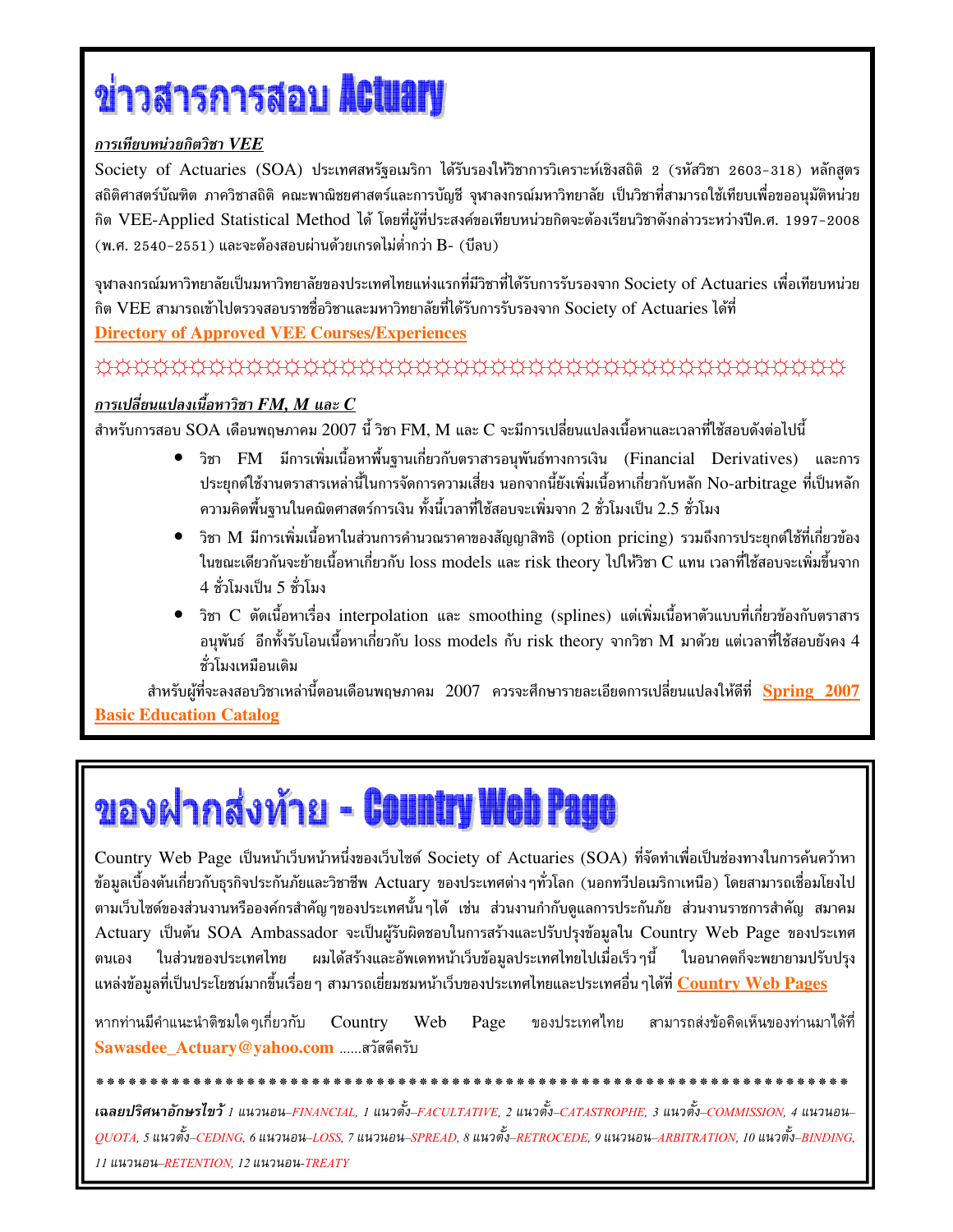# ข่าวสารการสอบ Actuary

***การเทียบหน่วยกิตวิชา VEE***

Society of Actuaries (SOA) ประเทศสหรัฐอเมริกา ได้รับรองให้วิชาการวิเคราะห์เชิงสถิติ 2 (รหัสวิชา 2603-318) หลักสูตรสถิติศาสตร์บัณฑิต ภาควิชาสถิติ คณะพาณิชยศาสตร์และการบัญชี จุฬาลงกรณ์มหาวิทยาลัย เป็นวิชาที่สามารถใช้เทียบเพื่อขออนุมัติหน่วยกิต VEE-Applied Statistical Method ได้ โดยที่ผู้ที่ประสงค์ขอเทียบหน่วยกิตจะต้องเรียนวิชาดังกล่าวระหว่างปีค.ศ. 1997-2008 (พ.ศ. 2540-2551) และจะต้องสอบผ่านด้วยเกรดไม่ต่ำกว่า B- (บีลบ)

จุฬาลงกรณ์มหาวิทยาลัยเป็นมหาวิทยาลัยของประเทศไทยแห่งแรกที่มีวิชาที่ได้รับการรับรองจาก Society of Actuaries เพื่อเทียบหน่วยกิต VEE สามารถเข้าไปตรวจสอบรายชื่อวิชาและมหาวิทยาลัยที่ได้รับการรับรองจาก Society of Actuaries ได้ที่ **Directory of Approved VEE Courses/Experiences**

✡✡✡✡✡✡✡✡✡✡✡✡✡✡✡✡✡✡✡✡✡✡✡✡✡✡✡✡✡✡✡✡✡✡✡✡✡✡✡✡✡✡✡✡✡✡

***การเปลี่ยนแปลงเนื้อหาวิชา FM, M และ C***

สำหรับการสอบ SOA เดือนพฤษภาคม 2007 นี้ วิชา FM, M และ C จะมีการเปลี่ยนแปลงเนื้อหาและเวลาที่ใช้สอบดังต่อไปนี้

- วิชา FM มีการเพิ่มเนื้อหาพื้นฐานเกี่ยวกับตราสารอนุพันธ์ทางการเงิน (Financial Derivatives) และการประยุกต์ใช้งานตราสารเหล่านี้ในการจัดการความเสี่ยง นอกจากนี้ยังเพิ่มเนื้อหาเกี่ยวกับหลัก No-arbitrage ที่เป็นหลักความคิดพื้นฐานในคณิตศาสตร์การเงิน ทั้งนี้เวลาที่ใช้สอบจะเพิ่มจาก 2 ชั่วโมงเป็น 2.5 ชั่วโมง
- วิชา M มีการเพิ่มเนื้อหาในส่วนการคำนวณราคาของสัญญาสิทธิ (option pricing) รวมถึงการประยุกต์ใช้ที่เกี่ยวข้อง ในขณะเดียวกันจะย้ายเนื้อหาเกี่ยวกับ loss models และ risk theory ไปให้วิชา C แทน เวลาที่ใช้สอบจะเพิ่มขึ้นจาก 4 ชั่วโมงเป็น 5 ชั่วโมง
- วิชา C ตัดเนื้อหาเรื่อง interpolation และ smoothing (splines) แต่เพิ่มเนื้อหาตัวแบบที่เกี่ยวข้องกับตราสารอนุพันธ์ อีกทั้งรับโอนเนื้อหาเกี่ยวกับ loss models กับ risk theory จากวิชา M มาด้วย แต่เวลาที่ใช้สอบยังคง 4 ชั่วโมงเหมือนเดิม

สำหรับผู้ที่จะลงสอบวิชาเหล่านี้ตอนเดือนพฤษภาคม 2007 ควรจะศึกษารายละเอียดการเปลี่ยนแปลงให้ดีที่ **Spring 2007 Basic Education Catalog**

# ของฝากส่งท้าย - Country Web Page

Country Web Page เป็นหน้าเว็บหน้าหนึ่งของเว็บไซด์ Society of Actuaries (SOA) ที่จัดทำเพื่อเป็นช่องทางในการค้นคว้าหาข้อมูลเบื้องต้นเกี่ยวกับธุรกิจประกันภัยและวิชาชีพ Actuary ของประเทศต่างๆทั่วโลก (นอกทวีปอเมริกาเหนือ) โดยสามารถเชื่อมโยงไปตามเว็บไซด์ของส่วนงานหรือองค์กรสำคัญๆของประเทศนั้นๆได้ เช่น ส่วนงานกำกับดูแลการประกันภัย ส่วนงานราชการสำคัญ สมาคม Actuary เป็นต้น SOA Ambassador จะเป็นผู้รับผิดชอบในการสร้างและปรับปรุงข้อมูลใน Country Web Page ของประเทศตนเอง ในส่วนของประเทศไทย ผมได้สร้างและอัพเดทหน้าเว็บข้อมูลประเทศไทยไปเมื่อเร็วๆนี้ ในอนาคตก็จะพยายามปรับปรุงแหล่งข้อมูลที่เป็นประโยชน์มากขึ้นเรื่อยๆ สามารถเยี่ยมชมหน้าเว็บของประเทศไทยและประเทศอื่นๆได้ที่ **Country Web Pages**

หากท่านมีคำแนะนำติชมใดๆเกี่ยวกับ Country Web Page ของประเทศไทย สามารถส่งข้อคิดเห็นของท่านมาได้ที่ **Sawasdee_Actuary@yahoo.com** ......สวัสดีครับ

***************************************************************************

***เฉลยปริศนาอักษรไขว้*** *1 แนวนอน–FINANCIAL, 1 แนวตั้ง–FACULTATIVE, 2 แนวตั้ง–CATASTROPHE, 3 แนวตั้ง–COMMISSION, 4 แนวนอน–QUOTA, 5 แนวตั้ง–CEDING, 6 แนวนอน–LOSS, 7 แนวนอน–SPREAD, 8 แนวตั้ง–RETROCEDE, 9 แนวนอน–ARBITRATION, 10 แนวตั้ง–BINDING, 11 แนวนอน–RETENTION, 12 แนวนอน-TREATY*